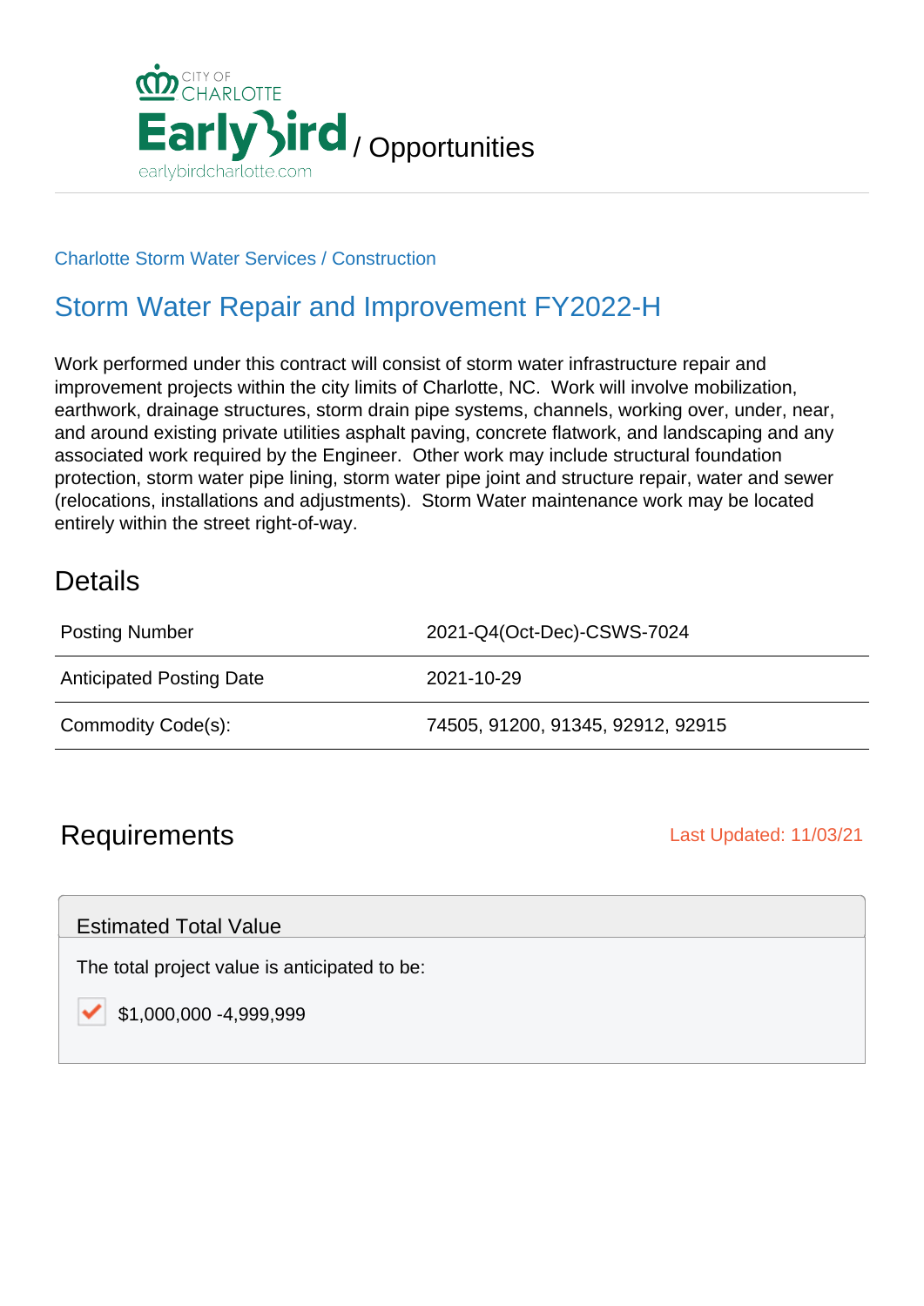CITY OF CHARLOTTE

EarlyBird / Opportunities

earlybirdcharlotte.com

Charlotte Storm Water Services / Construction

# Storm Water Repair and Improvement FY2022-H

Work performed under this contract will consist of storm water infrastructure repair and improvement projects within the city limits of Charlotte, NC. Work will involve mobilization, earthwork, drainage structures, storm drain pipe systems, channels, working over, under, near, and around existing private utilities asphalt paving, concrete flatwork, and landscaping and any associated work required by the Engineer. Other work may include structural foundation protection, storm water pipe lining, storm water pipe joint and structure repair, water and sewer (relocations, installations and adjustments). Storm Water maintenance work may be located entirely within the street right-of-way.

## Details

| | |
|---|---|
| Posting Number | 2021-Q4(Oct-Dec)-CSWS-7024 |
| Anticipated Posting Date | 2021-10-29 |
| Commodity Code(s): | 74505, 91200, 91345, 92912, 92915 |

## Requirements

Last Updated: 11/03/21

### Estimated Total Value

The total project value is anticipated to be:

- [x] $1,000,000 -4,999,999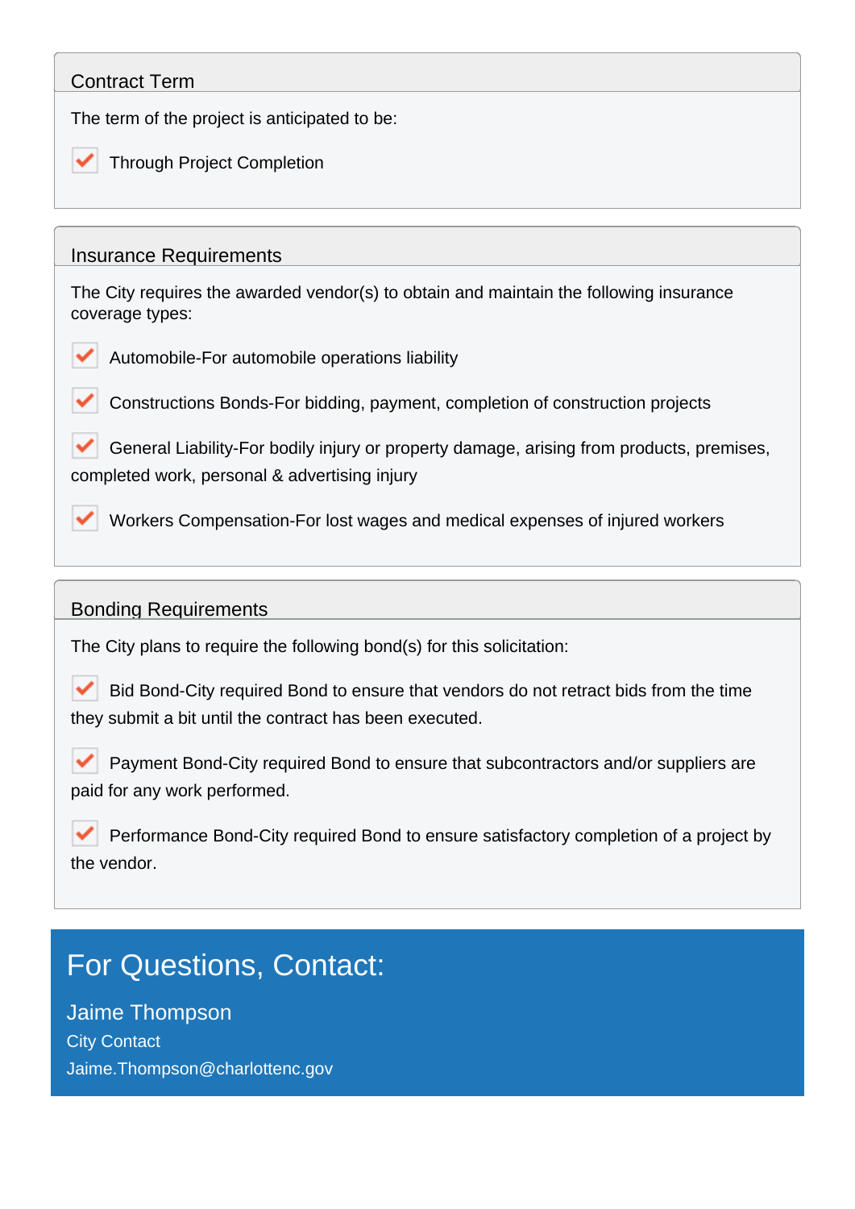## Contract Term

The term of the project is anticipated to be:

- [x] Through Project Completion

## Insurance Requirements

The City requires the awarded vendor(s) to obtain and maintain the following insurance coverage types:

- [x] Automobile-For automobile operations liability
- [x] Constructions Bonds-For bidding, payment, completion of construction projects
- [x] General Liability-For bodily injury or property damage, arising from products, premises, completed work, personal & advertising injury
- [x] Workers Compensation-For lost wages and medical expenses of injured workers

## Bonding Requirements

The City plans to require the following bond(s) for this solicitation:

- [x] Bid Bond-City required Bond to ensure that vendors do not retract bids from the time they submit a bit until the contract has been executed.
- [x] Payment Bond-City required Bond to ensure that subcontractors and/or suppliers are paid for any work performed.
- [x] Performance Bond-City required Bond to ensure satisfactory completion of a project by the vendor.

# For Questions, Contact:

### Jaime Thompson

City Contact

Jaime.Thompson@charlottenc.gov